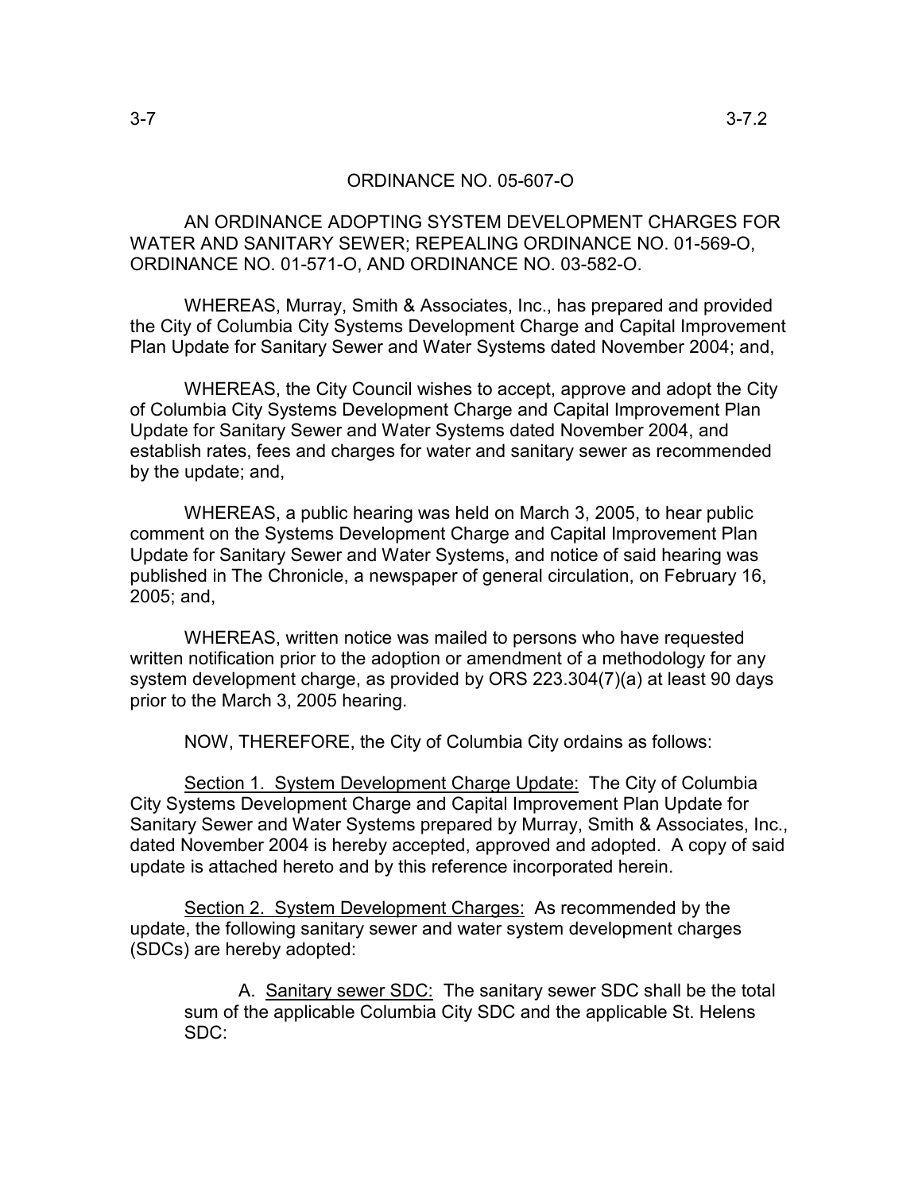# ORDINANCE NO. 05-607-O

AN ORDINANCE ADOPTING SYSTEM DEVELOPMENT CHARGES FOR WATER AND SANITARY SEWER; REPEALING ORDINANCE NO. 01-569-O, ORDINANCE NO. 01-571-O, AND ORDINANCE NO. 03-582-O.

WHEREAS, Murray, Smith & Associates, Inc., has prepared and provided the City of Columbia City Systems Development Charge and Capital Improvement Plan Update for Sanitary Sewer and Water Systems dated November 2004; and,

WHEREAS, the City Council wishes to accept, approve and adopt the City of Columbia City Systems Development Charge and Capital Improvement Plan Update for Sanitary Sewer and Water Systems dated November 2004, and establish rates, fees and charges for water and sanitary sewer as recommended by the update; and,

WHEREAS, a public hearing was held on March 3, 2005, to hear public comment on the Systems Development Charge and Capital Improvement Plan Update for Sanitary Sewer and Water Systems, and notice of said hearing was published in The Chronicle, a newspaper of general circulation, on February 16, 2005; and,

WHEREAS, written notice was mailed to persons who have requested written notification prior to the adoption or amendment of a methodology for any system development charge, as provided by ORS 223.304(7)(a) at least 90 days prior to the March 3, 2005 hearing.

NOW, THEREFORE, the City of Columbia City ordains as follows:

<u>Section 1. System Development Charge Update:</u> The City of Columbia City Systems Development Charge and Capital Improvement Plan Update for Sanitary Sewer and Water Systems prepared by Murray, Smith & Associates, Inc., dated November 2004 is hereby accepted, approved and adopted. A copy of said update is attached hereto and by this reference incorporated herein.

<u>Section 2. System Development Charges:</u> As recommended by the update, the following sanitary sewer and water system development charges (SDCs) are hereby adopted:

A. <u>Sanitary sewer SDC:</u> The sanitary sewer SDC shall be the total sum of the applicable Columbia City SDC and the applicable St. Helens SDC: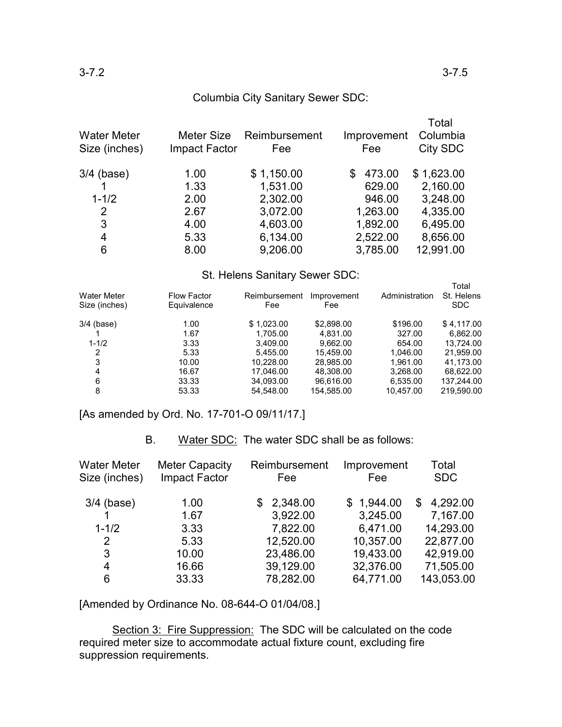Columbia City Sanitary Sewer SDC:

| Water Meter Size (inches) | Meter Size Impact Factor | Reimbursement Fee | Improvement Fee | Total Columbia City SDC |
|---|---|---|---|---|
| 3/4 (base) | 1.00 | $ 1,150.00 | $ 473.00 | $ 1,623.00 |
| 1 | 1.33 | 1,531.00 | 629.00 | 2,160.00 |
| 1-1/2 | 2.00 | 2,302.00 | 946.00 | 3,248.00 |
| 2 | 2.67 | 3,072.00 | 1,263.00 | 4,335.00 |
| 3 | 4.00 | 4,603.00 | 1,892.00 | 6,495.00 |
| 4 | 5.33 | 6,134.00 | 2,522.00 | 8,656.00 |
| 6 | 8.00 | 9,206.00 | 3,785.00 | 12,991.00 |

St. Helens Sanitary Sewer SDC:

| Water Meter Size (inches) | Flow Factor Equivalence | Reimbursement Fee | Improvement Fee | Administration | Total St. Helens SDC |
|---|---|---|---|---|---|
| 3/4 (base) | 1.00 | $ 1,023.00 | $2,898.00 | $196.00 | $ 4,117.00 |
| 1 | 1.67 | 1,705.00 | 4,831.00 | 327.00 | 6,862.00 |
| 1-1/2 | 3.33 | 3,409.00 | 9,662.00 | 654.00 | 13,724.00 |
| 2 | 5.33 | 5,455.00 | 15,459.00 | 1,046.00 | 21,959.00 |
| 3 | 10.00 | 10,228.00 | 28,985.00 | 1,961.00 | 41,173.00 |
| 4 | 16.67 | 17,046.00 | 48,308.00 | 3,268.00 | 68,622.00 |
| 6 | 33.33 | 34,093.00 | 96,616.00 | 6,535.00 | 137,244.00 |
| 8 | 53.33 | 54,548.00 | 154,585.00 | 10,457.00 | 219,590.00 |

[As amended by Ord. No. 17-701-O 09/11/17.]

B. Water SDC: The water SDC shall be as follows:

| Water Meter Size (inches) | Meter Capacity Impact Factor | Reimbursement Fee | Improvement Fee | Total SDC |
|---|---|---|---|---|
| 3/4 (base) | 1.00 | $ 2,348.00 | $ 1,944.00 | $ 4,292.00 |
| 1 | 1.67 | 3,922.00 | 3,245.00 | 7,167.00 |
| 1-1/2 | 3.33 | 7,822.00 | 6,471.00 | 14,293.00 |
| 2 | 5.33 | 12,520.00 | 10,357.00 | 22,877.00 |
| 3 | 10.00 | 23,486.00 | 19,433.00 | 42,919.00 |
| 4 | 16.66 | 39,129.00 | 32,376.00 | 71,505.00 |
| 6 | 33.33 | 78,282.00 | 64,771.00 | 143,053.00 |

[Amended by Ordinance No. 08-644-O 01/04/08.]

Section 3: Fire Suppression: The SDC will be calculated on the code required meter size to accommodate actual fixture count, excluding fire suppression requirements.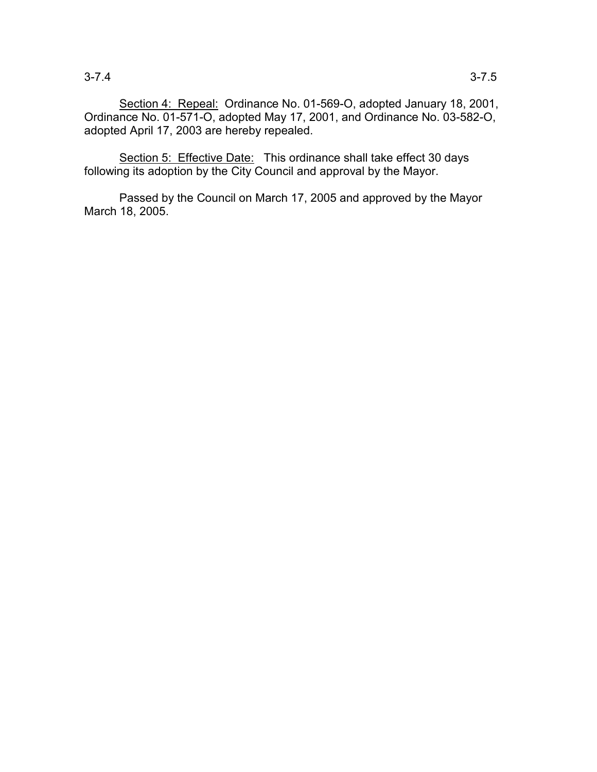Section 4: Repeal: Ordinance No. 01-569-O, adopted January 18, 2001, Ordinance No. 01-571-O, adopted May 17, 2001, and Ordinance No. 03-582-O, adopted April 17, 2003 are hereby repealed.

Section 5: Effective Date: This ordinance shall take effect 30 days following its adoption by the City Council and approval by the Mayor.

Passed by the Council on March 17, 2005 and approved by the Mayor March 18, 2005.